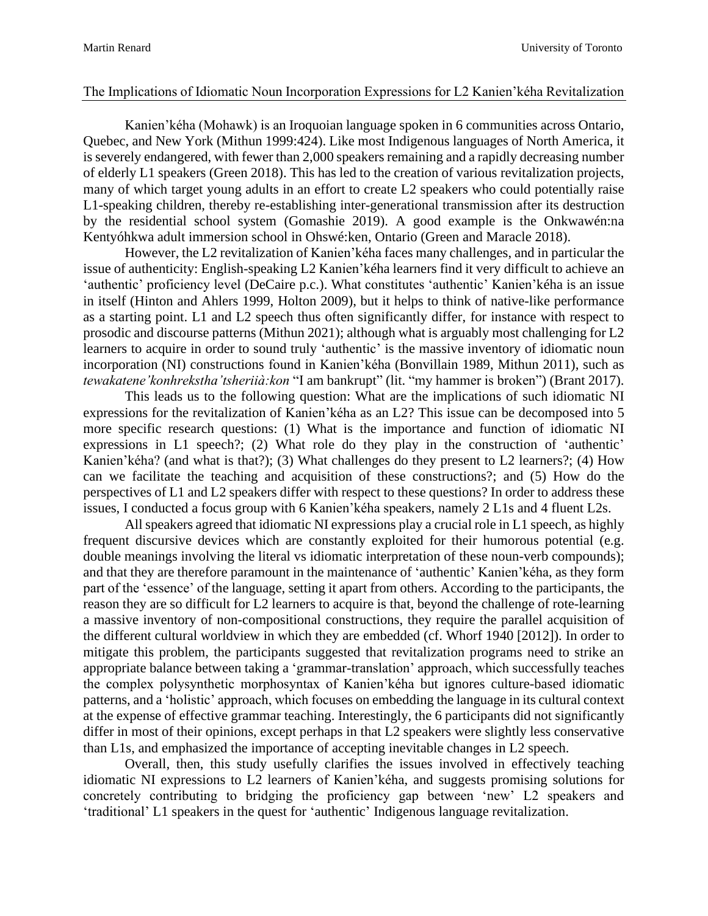Martin Renard University of Toronto

## The Implications of Idiomatic Noun Incorporation Expressions for L2 Kanien'kéha Revitalization

Kanien'kéha (Mohawk) is an Iroquoian language spoken in 6 communities across Ontario, Quebec, and New York (Mithun 1999:424). Like most Indigenous languages of North America, it is severely endangered, with fewer than 2,000 speakers remaining and a rapidly decreasing number of elderly L1 speakers (Green 2018). This has led to the creation of various revitalization projects, many of which target young adults in an effort to create L2 speakers who could potentially raise L1-speaking children, thereby re-establishing inter-generational transmission after its destruction by the residential school system (Gomashie 2019). A good example is the Onkwawén:na Kentyóhkwa adult immersion school in Ohswé:ken, Ontario (Green and Maracle 2018).

However, the L2 revitalization of Kanien'kéha faces many challenges, and in particular the issue of authenticity: English-speaking L2 Kanien'kéha learners find it very difficult to achieve an 'authentic' proficiency level (DeCaire p.c.). What constitutes 'authentic' Kanien'kéha is an issue in itself (Hinton and Ahlers 1999, Holton 2009), but it helps to think of native-like performance as a starting point. L1 and L2 speech thus often significantly differ, for instance with respect to prosodic and discourse patterns (Mithun 2021); although what is arguably most challenging for L2 learners to acquire in order to sound truly 'authentic' is the massive inventory of idiomatic noun incorporation (NI) constructions found in Kanien'kéha (Bonvillain 1989, Mithun 2011), such as *tewakatene'konhrekstha'tsheriià:kon* "I am bankrupt" (lit. "my hammer is broken") (Brant 2017).

This leads us to the following question: What are the implications of such idiomatic NI expressions for the revitalization of Kanien'kéha as an L2? This issue can be decomposed into 5 more specific research questions: (1) What is the importance and function of idiomatic NI expressions in L1 speech?; (2) What role do they play in the construction of 'authentic' Kanien'kéha? (and what is that?); (3) What challenges do they present to L2 learners?; (4) How can we facilitate the teaching and acquisition of these constructions?; and (5) How do the perspectives of L1 and L2 speakers differ with respect to these questions? In order to address these issues, I conducted a focus group with 6 Kanien'kéha speakers, namely 2 L1s and 4 fluent L2s.

All speakers agreed that idiomatic NI expressions play a crucial role in L1 speech, as highly frequent discursive devices which are constantly exploited for their humorous potential (e.g. double meanings involving the literal vs idiomatic interpretation of these noun-verb compounds); and that they are therefore paramount in the maintenance of 'authentic' Kanien'kéha, as they form part of the 'essence' of the language, setting it apart from others. According to the participants, the reason they are so difficult for L2 learners to acquire is that, beyond the challenge of rote-learning a massive inventory of non-compositional constructions, they require the parallel acquisition of the different cultural worldview in which they are embedded (cf. Whorf 1940 [2012]). In order to mitigate this problem, the participants suggested that revitalization programs need to strike an appropriate balance between taking a 'grammar-translation' approach, which successfully teaches the complex polysynthetic morphosyntax of Kanien'kéha but ignores culture-based idiomatic patterns, and a 'holistic' approach, which focuses on embedding the language in its cultural context at the expense of effective grammar teaching. Interestingly, the 6 participants did not significantly differ in most of their opinions, except perhaps in that L2 speakers were slightly less conservative than L1s, and emphasized the importance of accepting inevitable changes in L2 speech.

Overall, then, this study usefully clarifies the issues involved in effectively teaching idiomatic NI expressions to L2 learners of Kanien'kéha, and suggests promising solutions for concretely contributing to bridging the proficiency gap between 'new' L2 speakers and 'traditional' L1 speakers in the quest for 'authentic' Indigenous language revitalization.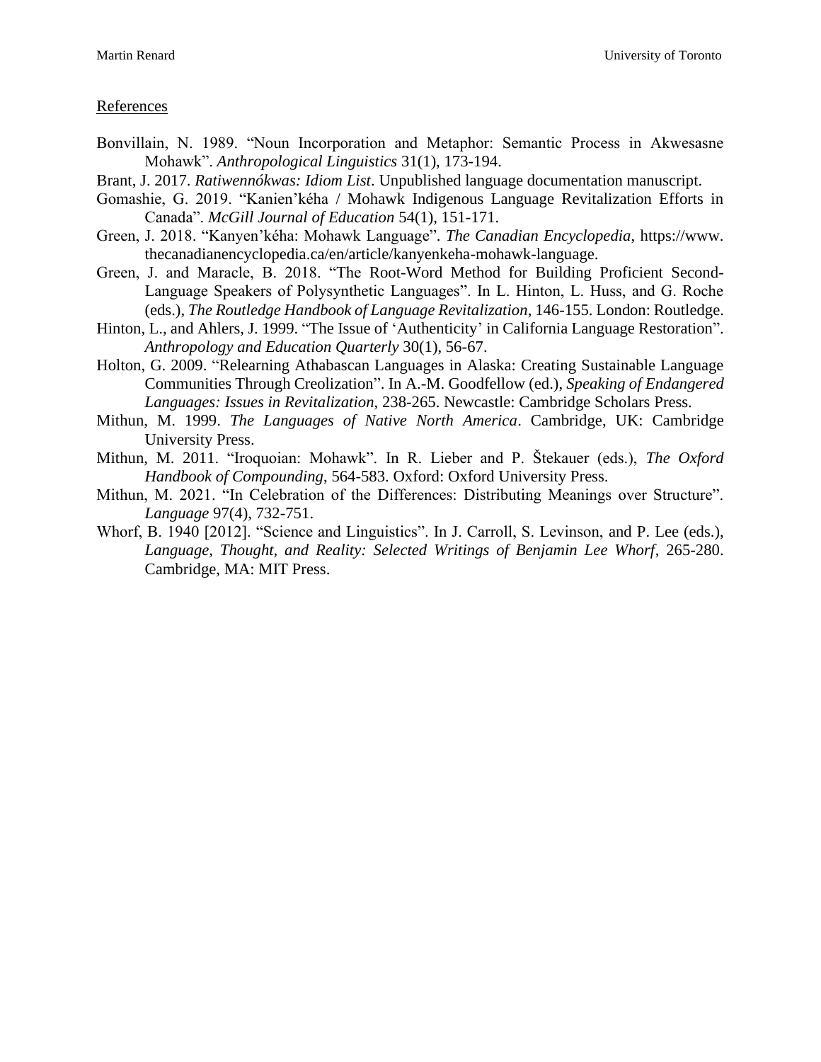References

Bonvillain, N. 1989. "Noun Incorporation and Metaphor: Semantic Process in Akwesasne Mohawk". *Anthropological Linguistics* 31(1), 173-194.

Brant, J. 2017. *Ratiwennókwas: Idiom List*. Unpublished language documentation manuscript.

Gomashie, G. 2019. "Kanien'kéha / Mohawk Indigenous Language Revitalization Efforts in Canada". *McGill Journal of Education* 54(1), 151-171.

Green, J. 2018. "Kanyen'kéha: Mohawk Language". *The Canadian Encyclopedia*, https://www.thecanadianencyclopedia.ca/en/article/kanyenkeha-mohawk-language.

Green, J. and Maracle, B. 2018. "The Root-Word Method for Building Proficient Second-Language Speakers of Polysynthetic Languages". In L. Hinton, L. Huss, and G. Roche (eds.), *The Routledge Handbook of Language Revitalization*, 146-155. London: Routledge.

Hinton, L., and Ahlers, J. 1999. "The Issue of 'Authenticity' in California Language Restoration". *Anthropology and Education Quarterly* 30(1), 56-67.

Holton, G. 2009. "Relearning Athabascan Languages in Alaska: Creating Sustainable Language Communities Through Creolization". In A.-M. Goodfellow (ed.), *Speaking of Endangered Languages: Issues in Revitalization*, 238-265. Newcastle: Cambridge Scholars Press.

Mithun, M. 1999. *The Languages of Native North America*. Cambridge, UK: Cambridge University Press.

Mithun, M. 2011. "Iroquoian: Mohawk". In R. Lieber and P. Štekauer (eds.), *The Oxford Handbook of Compounding*, 564-583. Oxford: Oxford University Press.

Mithun, M. 2021. "In Celebration of the Differences: Distributing Meanings over Structure". *Language* 97(4), 732-751.

Whorf, B. 1940 [2012]. "Science and Linguistics". In J. Carroll, S. Levinson, and P. Lee (eds.), *Language, Thought, and Reality: Selected Writings of Benjamin Lee Whorf*, 265-280. Cambridge, MA: MIT Press.